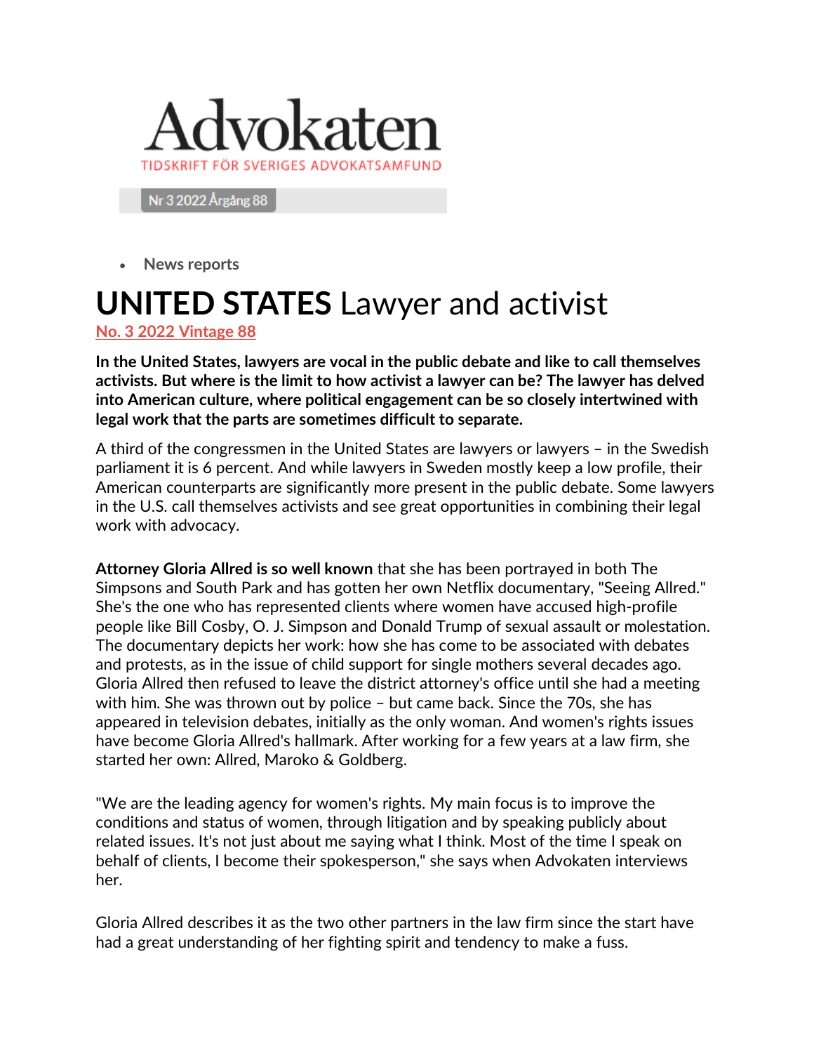# Advokaten

TIDSKRIFT FÖR SVERIGES ADVOKATSAMFUND

Nr 3 2022 Årgång 88

- News reports

# **UNITED STATES** Lawyer and activist

No. 3 2022 Vintage 88

**In the United States, lawyers are vocal in the public debate and like to call themselves activists. But where is the limit to how activist a lawyer can be? The lawyer has delved into American culture, where political engagement can be so closely intertwined with legal work that the parts are sometimes difficult to separate.**

A third of the congressmen in the United States are lawyers or lawyers – in the Swedish parliament it is 6 percent. And while lawyers in Sweden mostly keep a low profile, their American counterparts are significantly more present in the public debate. Some lawyers in the U.S. call themselves activists and see great opportunities in combining their legal work with advocacy.

**Attorney Gloria Allred is so well known** that she has been portrayed in both The Simpsons and South Park and has gotten her own Netflix documentary, "Seeing Allred." She's the one who has represented clients where women have accused high-profile people like Bill Cosby, O. J. Simpson and Donald Trump of sexual assault or molestation. The documentary depicts her work: how she has come to be associated with debates and protests, as in the issue of child support for single mothers several decades ago. Gloria Allred then refused to leave the district attorney's office until she had a meeting with him. She was thrown out by police – but came back. Since the 70s, she has appeared in television debates, initially as the only woman. And women's rights issues have become Gloria Allred's hallmark. After working for a few years at a law firm, she started her own: Allred, Maroko & Goldberg.

"We are the leading agency for women's rights. My main focus is to improve the conditions and status of women, through litigation and by speaking publicly about related issues. It's not just about me saying what I think. Most of the time I speak on behalf of clients, I become their spokesperson," she says when Advokaten interviews her.

Gloria Allred describes it as the two other partners in the law firm since the start have had a great understanding of her fighting spirit and tendency to make a fuss.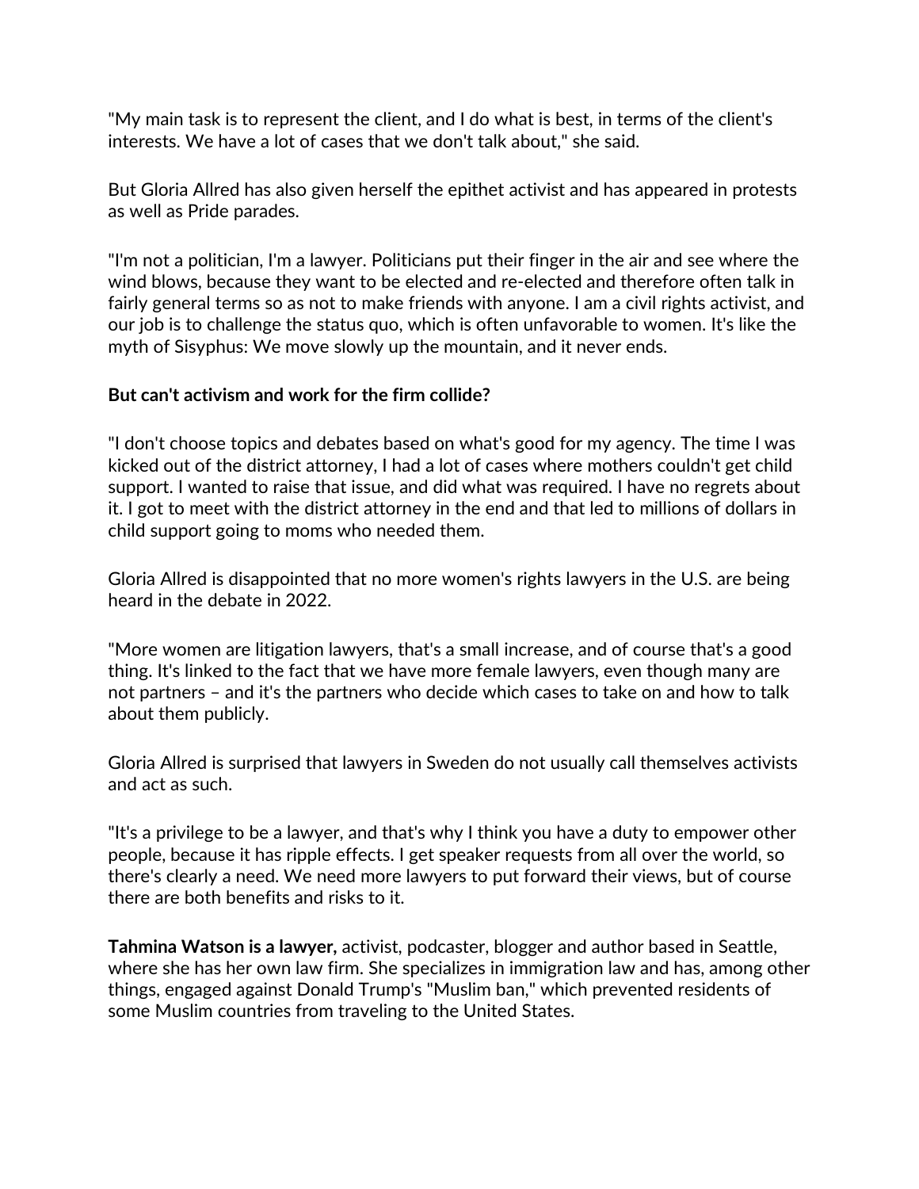"My main task is to represent the client, and I do what is best, in terms of the client's interests. We have a lot of cases that we don't talk about," she said.

But Gloria Allred has also given herself the epithet activist and has appeared in protests as well as Pride parades.

"I'm not a politician, I'm a lawyer. Politicians put their finger in the air and see where the wind blows, because they want to be elected and re-elected and therefore often talk in fairly general terms so as not to make friends with anyone. I am a civil rights activist, and our job is to challenge the status quo, which is often unfavorable to women. It's like the myth of Sisyphus: We move slowly up the mountain, and it never ends.

**But can't activism and work for the firm collide?**

"I don't choose topics and debates based on what's good for my agency. The time I was kicked out of the district attorney, I had a lot of cases where mothers couldn't get child support. I wanted to raise that issue, and did what was required. I have no regrets about it. I got to meet with the district attorney in the end and that led to millions of dollars in child support going to moms who needed them.

Gloria Allred is disappointed that no more women's rights lawyers in the U.S. are being heard in the debate in 2022.

"More women are litigation lawyers, that's a small increase, and of course that's a good thing. It's linked to the fact that we have more female lawyers, even though many are not partners – and it's the partners who decide which cases to take on and how to talk about them publicly.

Gloria Allred is surprised that lawyers in Sweden do not usually call themselves activists and act as such.

"It's a privilege to be a lawyer, and that's why I think you have a duty to empower other people, because it has ripple effects. I get speaker requests from all over the world, so there's clearly a need. We need more lawyers to put forward their views, but of course there are both benefits and risks to it.

**Tahmina Watson is a lawyer,** activist, podcaster, blogger and author based in Seattle, where she has her own law firm. She specializes in immigration law and has, among other things, engaged against Donald Trump's "Muslim ban," which prevented residents of some Muslim countries from traveling to the United States.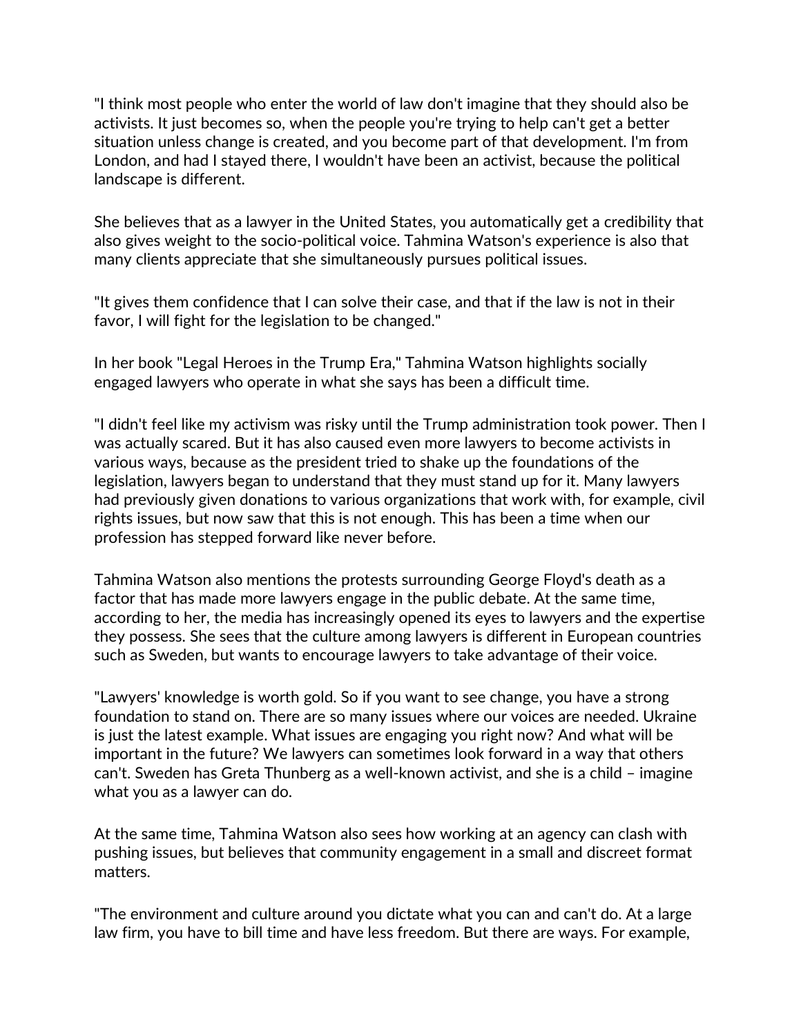"I think most people who enter the world of law don't imagine that they should also be activists. It just becomes so, when the people you're trying to help can't get a better situation unless change is created, and you become part of that development. I'm from London, and had I stayed there, I wouldn't have been an activist, because the political landscape is different.

She believes that as a lawyer in the United States, you automatically get a credibility that also gives weight to the socio-political voice. Tahmina Watson's experience is also that many clients appreciate that she simultaneously pursues political issues.

"It gives them confidence that I can solve their case, and that if the law is not in their favor, I will fight for the legislation to be changed."

In her book "Legal Heroes in the Trump Era," Tahmina Watson highlights socially engaged lawyers who operate in what she says has been a difficult time.

"I didn't feel like my activism was risky until the Trump administration took power. Then I was actually scared. But it has also caused even more lawyers to become activists in various ways, because as the president tried to shake up the foundations of the legislation, lawyers began to understand that they must stand up for it. Many lawyers had previously given donations to various organizations that work with, for example, civil rights issues, but now saw that this is not enough. This has been a time when our profession has stepped forward like never before.

Tahmina Watson also mentions the protests surrounding George Floyd's death as a factor that has made more lawyers engage in the public debate. At the same time, according to her, the media has increasingly opened its eyes to lawyers and the expertise they possess. She sees that the culture among lawyers is different in European countries such as Sweden, but wants to encourage lawyers to take advantage of their voice.

"Lawyers' knowledge is worth gold. So if you want to see change, you have a strong foundation to stand on. There are so many issues where our voices are needed. Ukraine is just the latest example. What issues are engaging you right now? And what will be important in the future? We lawyers can sometimes look forward in a way that others can't. Sweden has Greta Thunberg as a well-known activist, and she is a child – imagine what you as a lawyer can do.

At the same time, Tahmina Watson also sees how working at an agency can clash with pushing issues, but believes that community engagement in a small and discreet format matters.

"The environment and culture around you dictate what you can and can't do. At a large law firm, you have to bill time and have less freedom. But there are ways. For example,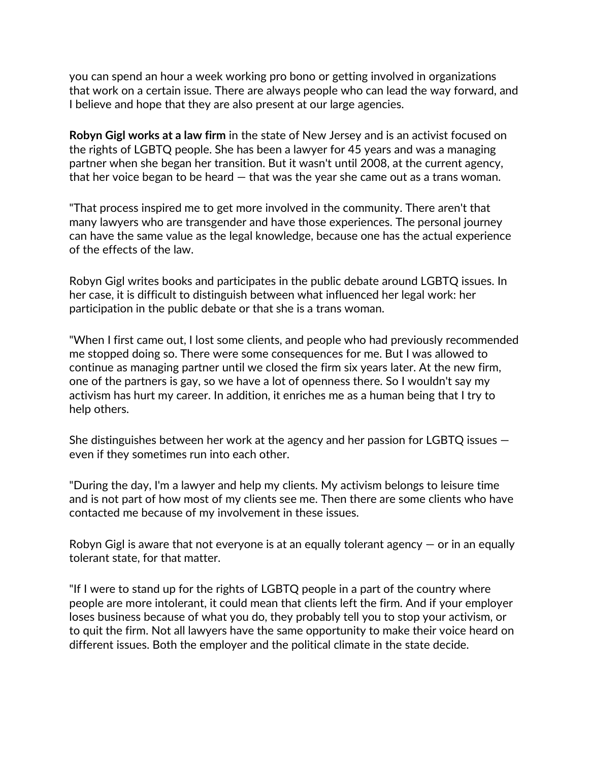you can spend an hour a week working pro bono or getting involved in organizations that work on a certain issue. There are always people who can lead the way forward, and I believe and hope that they are also present at our large agencies.

**Robyn Gigl works at a law firm** in the state of New Jersey and is an activist focused on the rights of LGBTQ people. She has been a lawyer for 45 years and was a managing partner when she began her transition. But it wasn't until 2008, at the current agency, that her voice began to be heard — that was the year she came out as a trans woman.

"That process inspired me to get more involved in the community. There aren't that many lawyers who are transgender and have those experiences. The personal journey can have the same value as the legal knowledge, because one has the actual experience of the effects of the law.

Robyn Gigl writes books and participates in the public debate around LGBTQ issues. In her case, it is difficult to distinguish between what influenced her legal work: her participation in the public debate or that she is a trans woman.

"When I first came out, I lost some clients, and people who had previously recommended me stopped doing so. There were some consequences for me. But I was allowed to continue as managing partner until we closed the firm six years later. At the new firm, one of the partners is gay, so we have a lot of openness there. So I wouldn't say my activism has hurt my career. In addition, it enriches me as a human being that I try to help others.

She distinguishes between her work at the agency and her passion for LGBTQ issues — even if they sometimes run into each other.

"During the day, I'm a lawyer and help my clients. My activism belongs to leisure time and is not part of how most of my clients see me. Then there are some clients who have contacted me because of my involvement in these issues.

Robyn Gigl is aware that not everyone is at an equally tolerant agency — or in an equally tolerant state, for that matter.

"If I were to stand up for the rights of LGBTQ people in a part of the country where people are more intolerant, it could mean that clients left the firm. And if your employer loses business because of what you do, they probably tell you to stop your activism, or to quit the firm. Not all lawyers have the same opportunity to make their voice heard on different issues. Both the employer and the political climate in the state decide.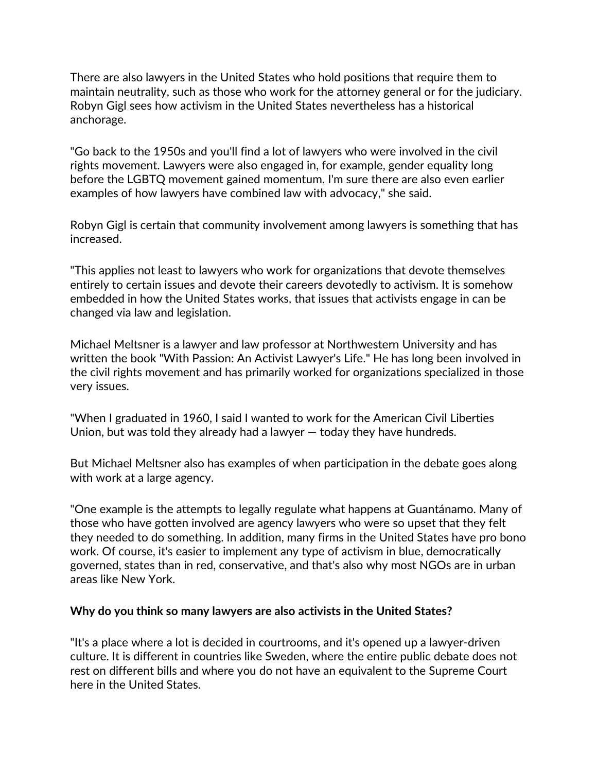There are also lawyers in the United States who hold positions that require them to maintain neutrality, such as those who work for the attorney general or for the judiciary. Robyn Gigl sees how activism in the United States nevertheless has a historical anchorage.

"Go back to the 1950s and you'll find a lot of lawyers who were involved in the civil rights movement. Lawyers were also engaged in, for example, gender equality long before the LGBTQ movement gained momentum. I'm sure there are also even earlier examples of how lawyers have combined law with advocacy," she said.

Robyn Gigl is certain that community involvement among lawyers is something that has increased.

"This applies not least to lawyers who work for organizations that devote themselves entirely to certain issues and devote their careers devotedly to activism. It is somehow embedded in how the United States works, that issues that activists engage in can be changed via law and legislation.

Michael Meltsner is a lawyer and law professor at Northwestern University and has written the book "With Passion: An Activist Lawyer's Life." He has long been involved in the civil rights movement and has primarily worked for organizations specialized in those very issues.

"When I graduated in 1960, I said I wanted to work for the American Civil Liberties Union, but was told they already had a lawyer — today they have hundreds.

But Michael Meltsner also has examples of when participation in the debate goes along with work at a large agency.

"One example is the attempts to legally regulate what happens at Guantánamo. Many of those who have gotten involved are agency lawyers who were so upset that they felt they needed to do something. In addition, many firms in the United States have pro bono work. Of course, it's easier to implement any type of activism in blue, democratically governed, states than in red, conservative, and that's also why most NGOs are in urban areas like New York.

**Why do you think so many lawyers are also activists in the United States?**

"It's a place where a lot is decided in courtrooms, and it's opened up a lawyer-driven culture. It is different in countries like Sweden, where the entire public debate does not rest on different bills and where you do not have an equivalent to the Supreme Court here in the United States.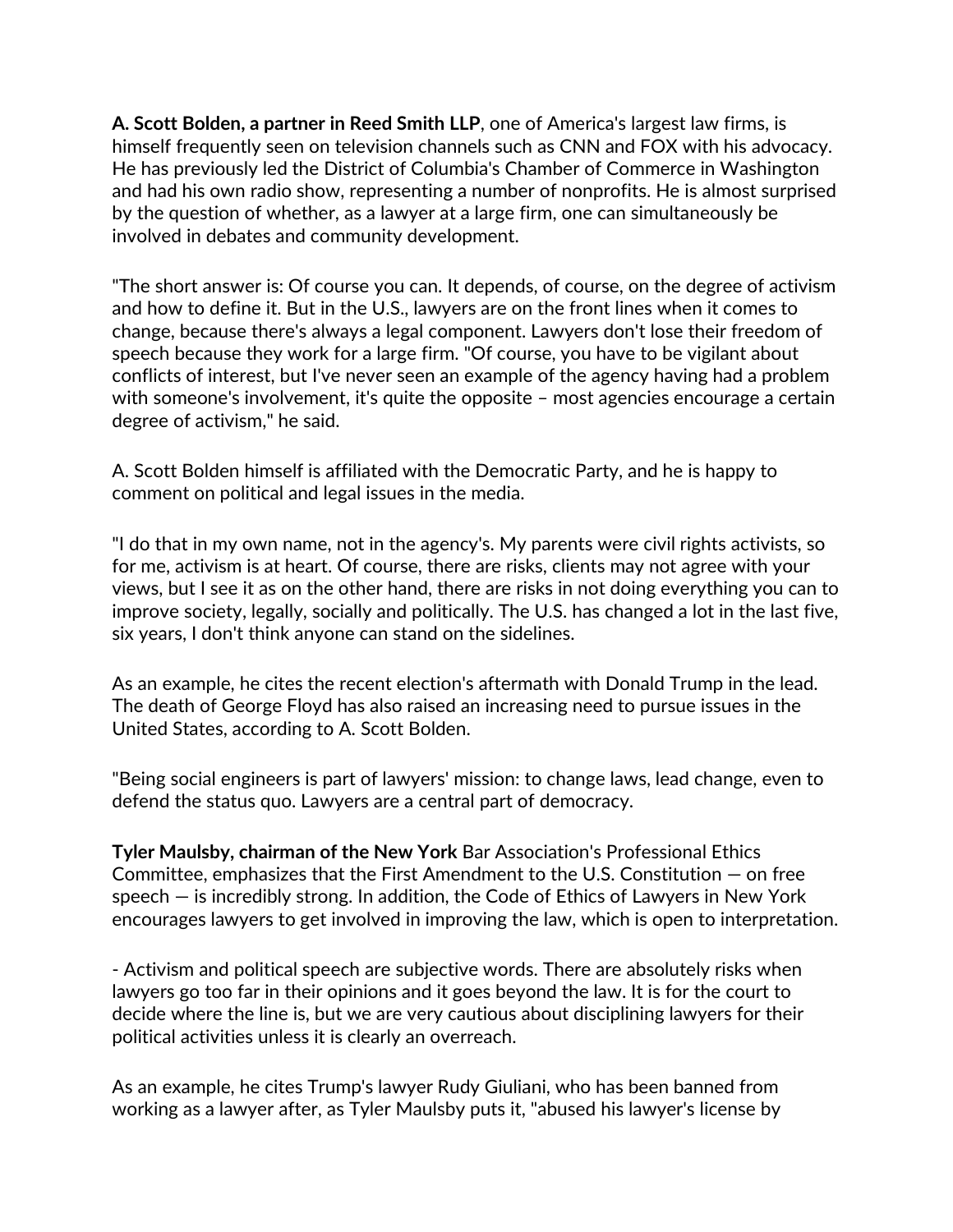**A. Scott Bolden, a partner in Reed Smith LLP**, one of America's largest law firms, is himself frequently seen on television channels such as CNN and FOX with his advocacy. He has previously led the District of Columbia's Chamber of Commerce in Washington and had his own radio show, representing a number of nonprofits. He is almost surprised by the question of whether, as a lawyer at a large firm, one can simultaneously be involved in debates and community development.

"The short answer is: Of course you can. It depends, of course, on the degree of activism and how to define it. But in the U.S., lawyers are on the front lines when it comes to change, because there's always a legal component. Lawyers don't lose their freedom of speech because they work for a large firm. "Of course, you have to be vigilant about conflicts of interest, but I've never seen an example of the agency having had a problem with someone's involvement, it's quite the opposite – most agencies encourage a certain degree of activism," he said.

A. Scott Bolden himself is affiliated with the Democratic Party, and he is happy to comment on political and legal issues in the media.

"I do that in my own name, not in the agency's. My parents were civil rights activists, so for me, activism is at heart. Of course, there are risks, clients may not agree with your views, but I see it as on the other hand, there are risks in not doing everything you can to improve society, legally, socially and politically. The U.S. has changed a lot in the last five, six years, I don't think anyone can stand on the sidelines.

As an example, he cites the recent election's aftermath with Donald Trump in the lead. The death of George Floyd has also raised an increasing need to pursue issues in the United States, according to A. Scott Bolden.

"Being social engineers is part of lawyers' mission: to change laws, lead change, even to defend the status quo. Lawyers are a central part of democracy.

**Tyler Maulsby, chairman of the New York** Bar Association's Professional Ethics Committee, emphasizes that the First Amendment to the U.S. Constitution — on free speech — is incredibly strong. In addition, the Code of Ethics of Lawyers in New York encourages lawyers to get involved in improving the law, which is open to interpretation.

- Activism and political speech are subjective words. There are absolutely risks when lawyers go too far in their opinions and it goes beyond the law. It is for the court to decide where the line is, but we are very cautious about disciplining lawyers for their political activities unless it is clearly an overreach.

As an example, he cites Trump's lawyer Rudy Giuliani, who has been banned from working as a lawyer after, as Tyler Maulsby puts it, "abused his lawyer's license by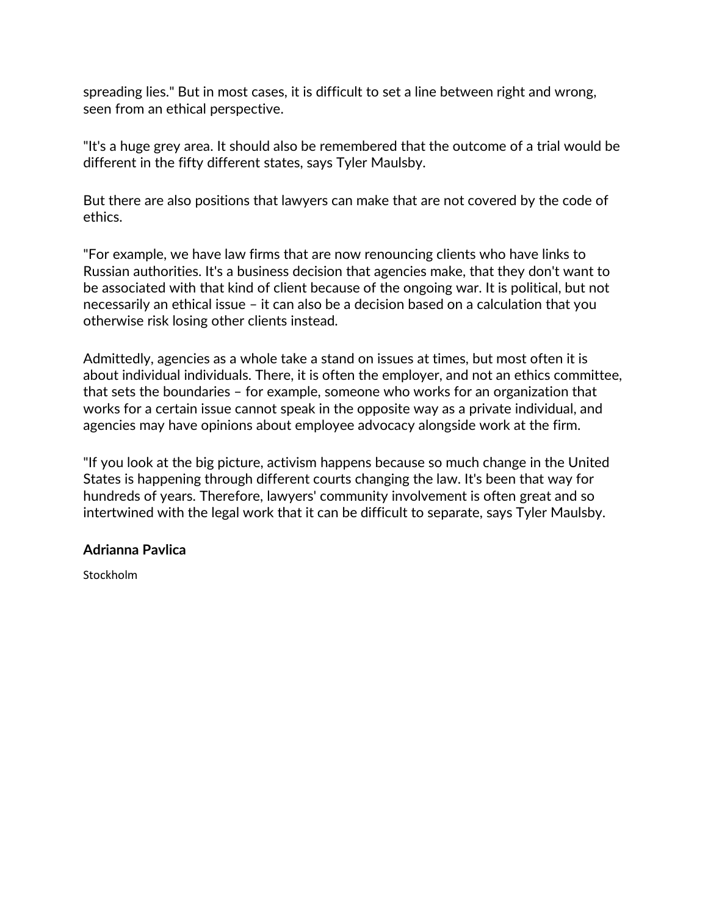spreading lies." But in most cases, it is difficult to set a line between right and wrong, seen from an ethical perspective.

"It's a huge grey area. It should also be remembered that the outcome of a trial would be different in the fifty different states, says Tyler Maulsby.

But there are also positions that lawyers can make that are not covered by the code of ethics.

"For example, we have law firms that are now renouncing clients who have links to Russian authorities. It's a business decision that agencies make, that they don't want to be associated with that kind of client because of the ongoing war. It is political, but not necessarily an ethical issue – it can also be a decision based on a calculation that you otherwise risk losing other clients instead.

Admittedly, agencies as a whole take a stand on issues at times, but most often it is about individual individuals. There, it is often the employer, and not an ethics committee, that sets the boundaries – for example, someone who works for an organization that works for a certain issue cannot speak in the opposite way as a private individual, and agencies may have opinions about employee advocacy alongside work at the firm.

"If you look at the big picture, activism happens because so much change in the United States is happening through different courts changing the law. It's been that way for hundreds of years. Therefore, lawyers' community involvement is often great and so intertwined with the legal work that it can be difficult to separate, says Tyler Maulsby.

**Adrianna Pavlica**

Stockholm